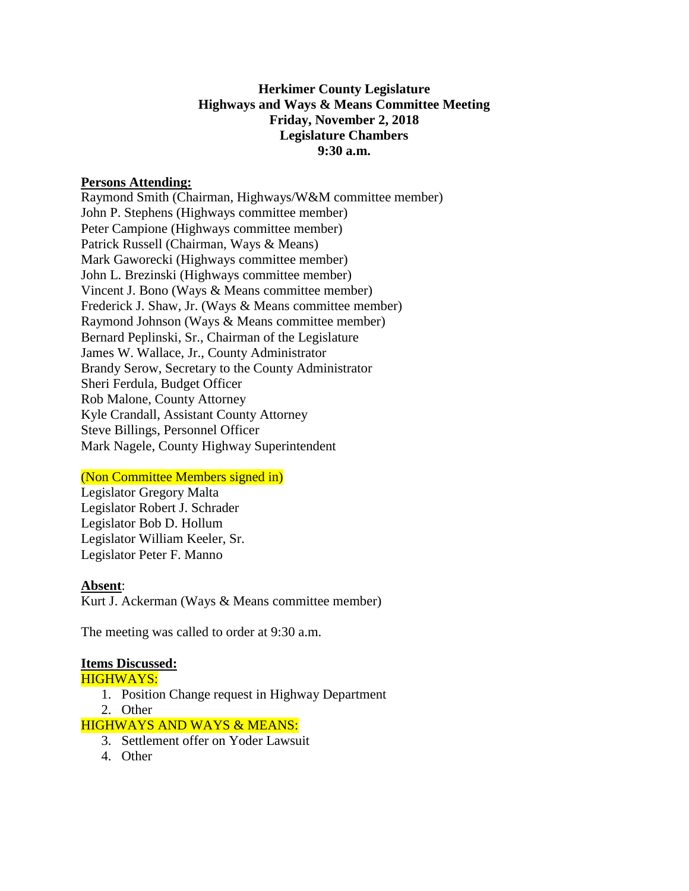# Herkimer County Legislature
## Highways and Ways & Means Committee Meeting
### Friday, November 2, 2018
### Legislature Chambers
### 9:30 a.m.

**Persons Attending:**

Raymond Smith (Chairman, Highways/W&M committee member)
John P. Stephens (Highways committee member)
Peter Campione (Highways committee member)
Patrick Russell (Chairman, Ways & Means)
Mark Gaworecki (Highways committee member)
John L. Brezinski (Highways committee member)
Vincent J. Bono (Ways & Means committee member)
Frederick J. Shaw, Jr. (Ways & Means committee member)
Raymond Johnson (Ways & Means committee member)
Bernard Peplinski, Sr., Chairman of the Legislature
James W. Wallace, Jr., County Administrator
Brandy Serow, Secretary to the County Administrator
Sheri Ferdula, Budget Officer
Rob Malone, County Attorney
Kyle Crandall, Assistant County Attorney
Steve Billings, Personnel Officer
Mark Nagele, County Highway Superintendent

(Non Committee Members signed in)

Legislator Gregory Malta
Legislator Robert J. Schrader
Legislator Bob D. Hollum
Legislator William Keeler, Sr.
Legislator Peter F. Manno

**Absent**:

Kurt J. Ackerman (Ways & Means committee member)

The meeting was called to order at 9:30 a.m.

**Items Discussed:**

HIGHWAYS:

1. Position Change request in Highway Department
2. Other

HIGHWAYS AND WAYS & MEANS:

3. Settlement offer on Yoder Lawsuit
4. Other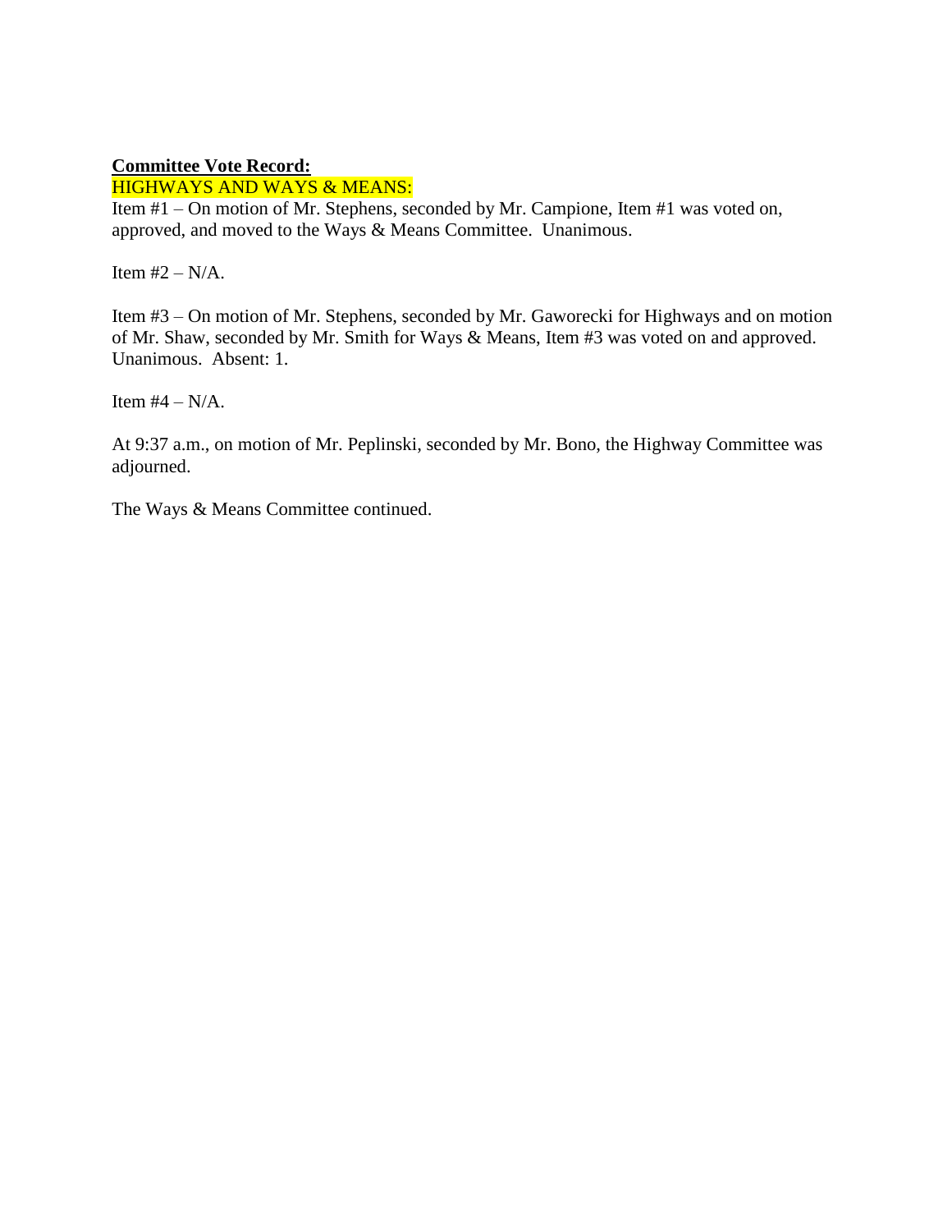**<u>Committee Vote Record:</u>**

HIGHWAYS AND WAYS & MEANS:

Item #1 – On motion of Mr. Stephens, seconded by Mr. Campione, Item #1 was voted on, approved, and moved to the Ways & Means Committee. Unanimous.

Item #2 – N/A.

Item #3 – On motion of Mr. Stephens, seconded by Mr. Gaworecki for Highways and on motion of Mr. Shaw, seconded by Mr. Smith for Ways & Means, Item #3 was voted on and approved. Unanimous. Absent: 1.

Item #4 – N/A.

At 9:37 a.m., on motion of Mr. Peplinski, seconded by Mr. Bono, the Highway Committee was adjourned.

The Ways & Means Committee continued.